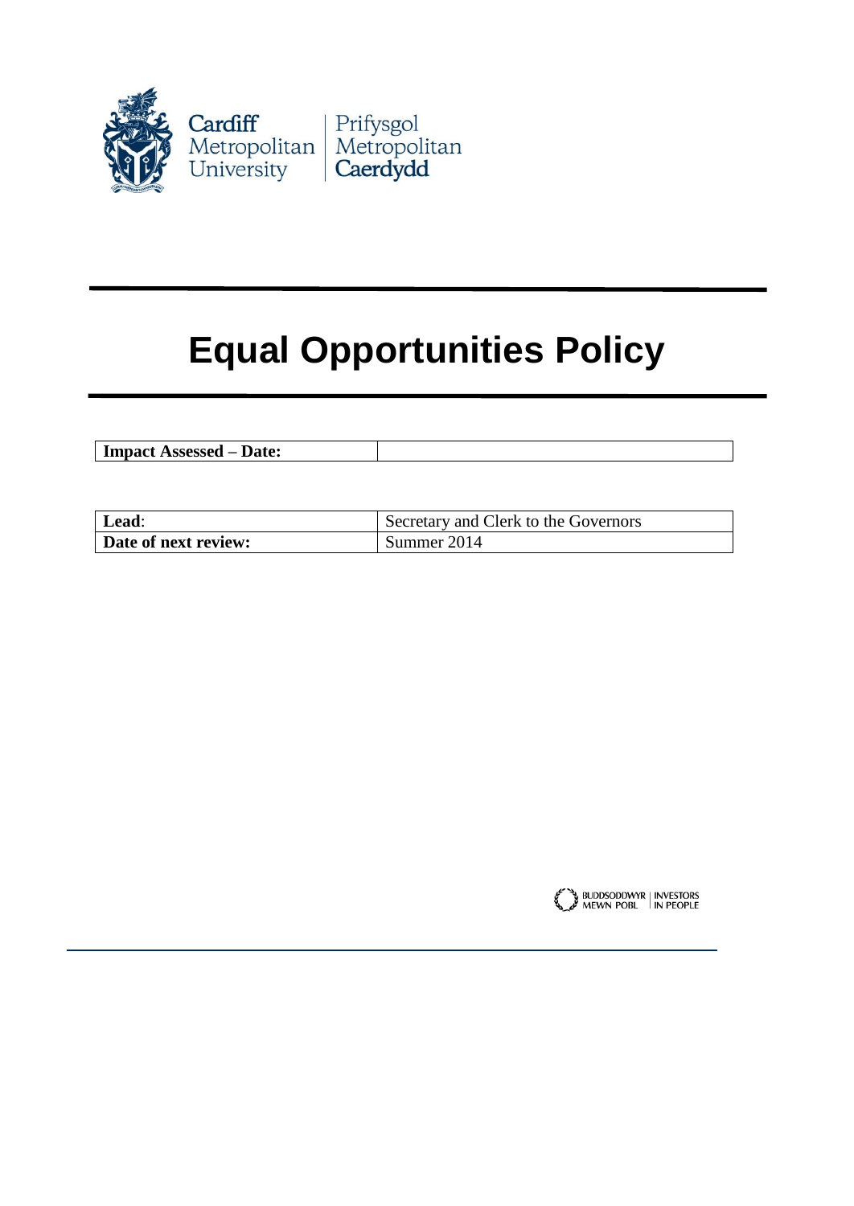Cardiff Metropolitan University | Prifysgol Metropolitan Caerdydd

# Equal Opportunities Policy

| **Impact Assessed – Date:** | |
|---|---|

| **Lead**: | Secretary and Clerk to the Governors |
|---|---|
| **Date of next review:** | Summer 2014 |

BUDDSODDWYR MEWN POBL | INVESTORS IN PEOPLE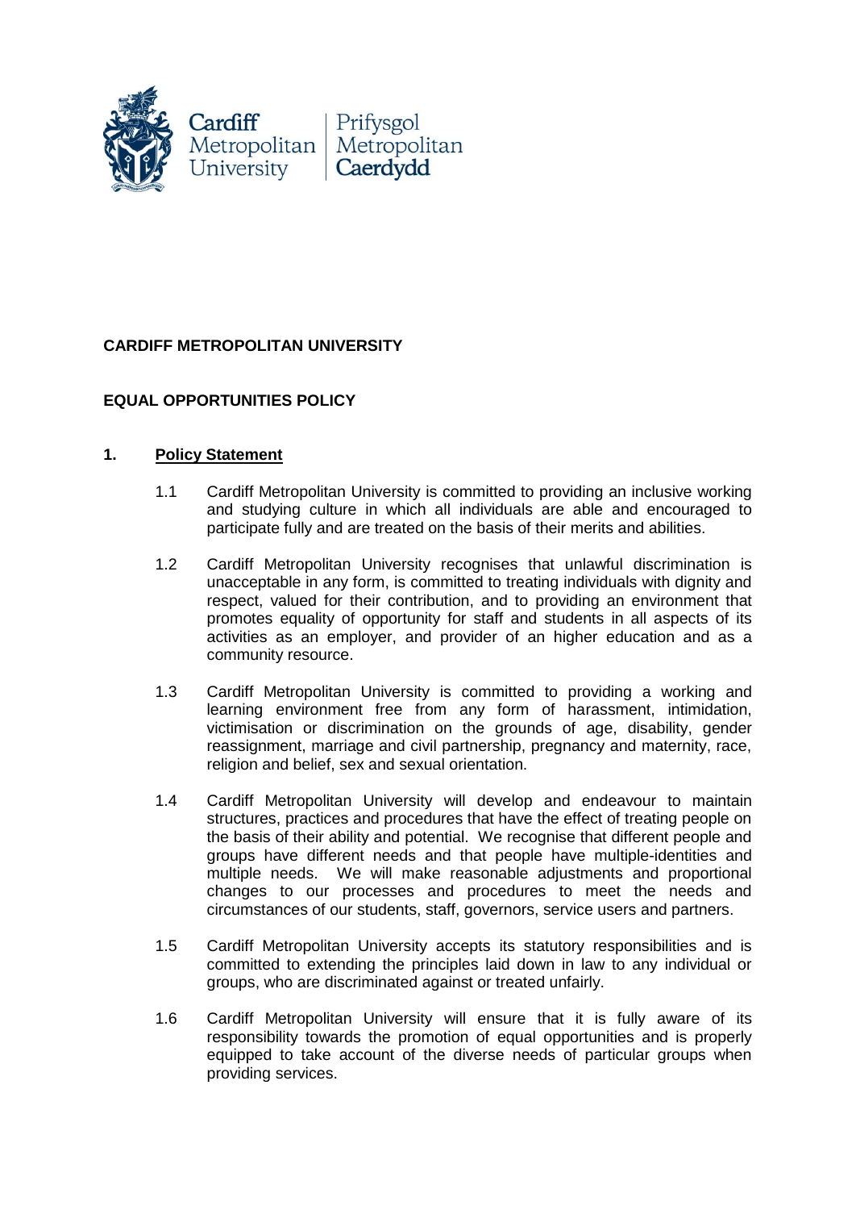**CARDIFF METROPOLITAN UNIVERSITY**

**EQUAL OPPORTUNITIES POLICY**

## 1. Policy Statement

1.1 Cardiff Metropolitan University is committed to providing an inclusive working and studying culture in which all individuals are able and encouraged to participate fully and are treated on the basis of their merits and abilities.

1.2 Cardiff Metropolitan University recognises that unlawful discrimination is unacceptable in any form, is committed to treating individuals with dignity and respect, valued for their contribution, and to providing an environment that promotes equality of opportunity for staff and students in all aspects of its activities as an employer, and provider of an higher education and as a community resource.

1.3 Cardiff Metropolitan University is committed to providing a working and learning environment free from any form of harassment, intimidation, victimisation or discrimination on the grounds of age, disability, gender reassignment, marriage and civil partnership, pregnancy and maternity, race, religion and belief, sex and sexual orientation.

1.4 Cardiff Metropolitan University will develop and endeavour to maintain structures, practices and procedures that have the effect of treating people on the basis of their ability and potential. We recognise that different people and groups have different needs and that people have multiple-identities and multiple needs. We will make reasonable adjustments and proportional changes to our processes and procedures to meet the needs and circumstances of our students, staff, governors, service users and partners.

1.5 Cardiff Metropolitan University accepts its statutory responsibilities and is committed to extending the principles laid down in law to any individual or groups, who are discriminated against or treated unfairly.

1.6 Cardiff Metropolitan University will ensure that it is fully aware of its responsibility towards the promotion of equal opportunities and is properly equipped to take account of the diverse needs of particular groups when providing services.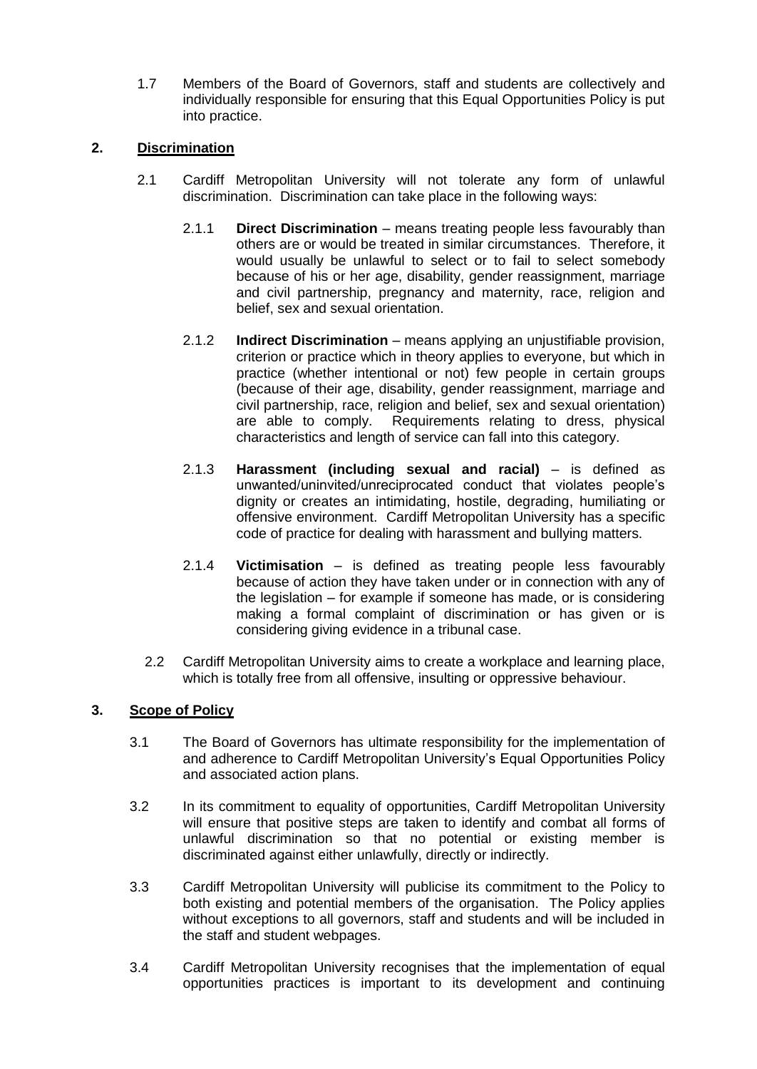1.7 Members of the Board of Governors, staff and students are collectively and individually responsible for ensuring that this Equal Opportunities Policy is put into practice.

## 2. Discrimination

2.1 Cardiff Metropolitan University will not tolerate any form of unlawful discrimination. Discrimination can take place in the following ways:

2.1.1 **Direct Discrimination** – means treating people less favourably than others are or would be treated in similar circumstances. Therefore, it would usually be unlawful to select or to fail to select somebody because of his or her age, disability, gender reassignment, marriage and civil partnership, pregnancy and maternity, race, religion and belief, sex and sexual orientation.

2.1.2 **Indirect Discrimination** – means applying an unjustifiable provision, criterion or practice which in theory applies to everyone, but which in practice (whether intentional or not) few people in certain groups (because of their age, disability, gender reassignment, marriage and civil partnership, race, religion and belief, sex and sexual orientation) are able to comply. Requirements relating to dress, physical characteristics and length of service can fall into this category.

2.1.3 **Harassment (including sexual and racial)** – is defined as unwanted/uninvited/unreciprocated conduct that violates people's dignity or creates an intimidating, hostile, degrading, humiliating or offensive environment. Cardiff Metropolitan University has a specific code of practice for dealing with harassment and bullying matters.

2.1.4 **Victimisation** – is defined as treating people less favourably because of action they have taken under or in connection with any of the legislation – for example if someone has made, or is considering making a formal complaint of discrimination or has given or is considering giving evidence in a tribunal case.

2.2 Cardiff Metropolitan University aims to create a workplace and learning place, which is totally free from all offensive, insulting or oppressive behaviour.

## 3. Scope of Policy

3.1 The Board of Governors has ultimate responsibility for the implementation of and adherence to Cardiff Metropolitan University's Equal Opportunities Policy and associated action plans.

3.2 In its commitment to equality of opportunities, Cardiff Metropolitan University will ensure that positive steps are taken to identify and combat all forms of unlawful discrimination so that no potential or existing member is discriminated against either unlawfully, directly or indirectly.

3.3 Cardiff Metropolitan University will publicise its commitment to the Policy to both existing and potential members of the organisation. The Policy applies without exceptions to all governors, staff and students and will be included in the staff and student webpages.

3.4 Cardiff Metropolitan University recognises that the implementation of equal opportunities practices is important to its development and continuing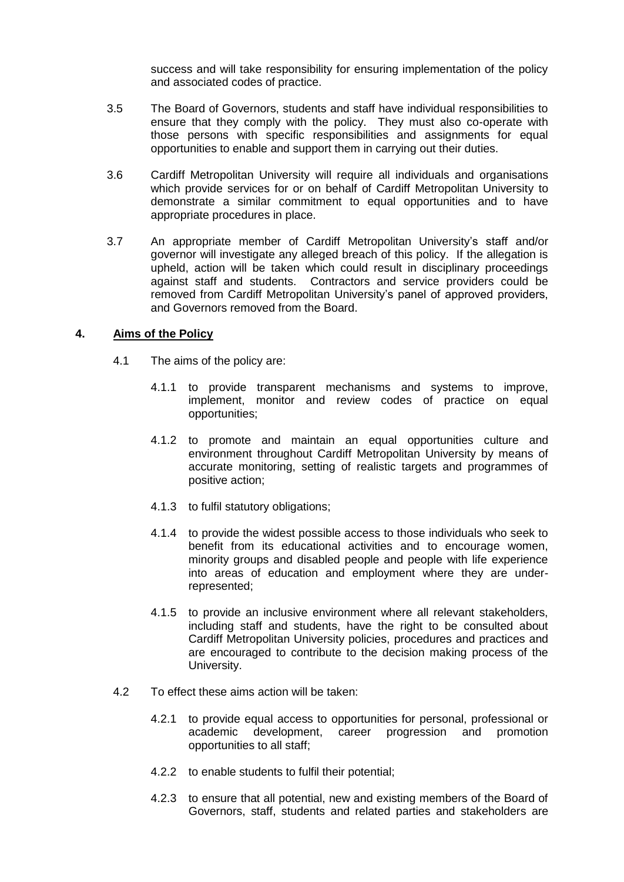success and will take responsibility for ensuring implementation of the policy and associated codes of practice.

3.5 The Board of Governors, students and staff have individual responsibilities to ensure that they comply with the policy. They must also co-operate with those persons with specific responsibilities and assignments for equal opportunities to enable and support them in carrying out their duties.

3.6 Cardiff Metropolitan University will require all individuals and organisations which provide services for or on behalf of Cardiff Metropolitan University to demonstrate a similar commitment to equal opportunities and to have appropriate procedures in place.

3.7 An appropriate member of Cardiff Metropolitan University's staff and/or governor will investigate any alleged breach of this policy. If the allegation is upheld, action will be taken which could result in disciplinary proceedings against staff and students. Contractors and service providers could be removed from Cardiff Metropolitan University's panel of approved providers, and Governors removed from the Board.

## 4. Aims of the Policy

4.1 The aims of the policy are:

4.1.1 to provide transparent mechanisms and systems to improve, implement, monitor and review codes of practice on equal opportunities;

4.1.2 to promote and maintain an equal opportunities culture and environment throughout Cardiff Metropolitan University by means of accurate monitoring, setting of realistic targets and programmes of positive action;

4.1.3 to fulfil statutory obligations;

4.1.4 to provide the widest possible access to those individuals who seek to benefit from its educational activities and to encourage women, minority groups and disabled people and people with life experience into areas of education and employment where they are under-represented;

4.1.5 to provide an inclusive environment where all relevant stakeholders, including staff and students, have the right to be consulted about Cardiff Metropolitan University policies, procedures and practices and are encouraged to contribute to the decision making process of the University.

4.2 To effect these aims action will be taken:

4.2.1 to provide equal access to opportunities for personal, professional or academic development, career progression and promotion opportunities to all staff;

4.2.2 to enable students to fulfil their potential;

4.2.3 to ensure that all potential, new and existing members of the Board of Governors, staff, students and related parties and stakeholders are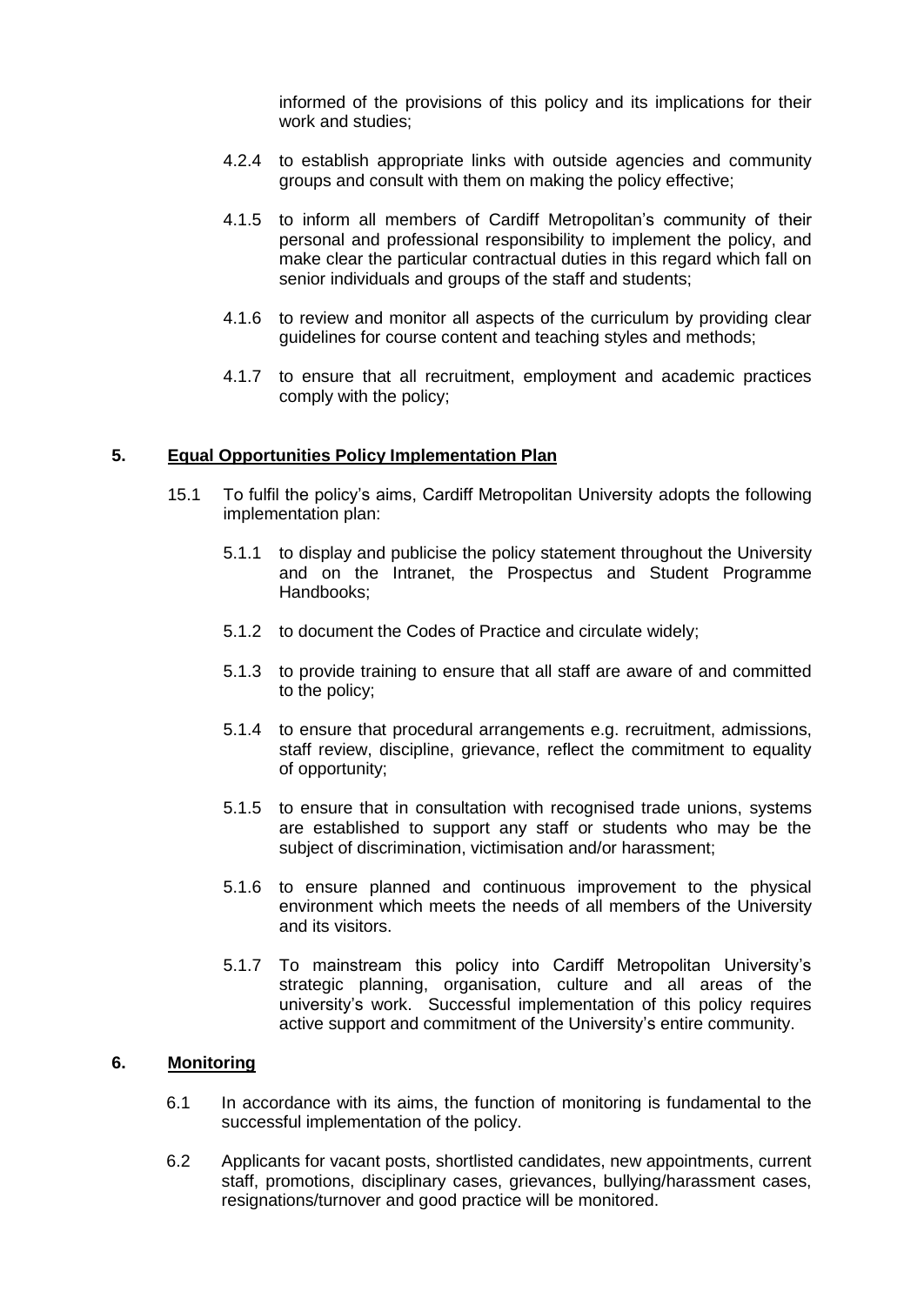informed of the provisions of this policy and its implications for their work and studies;

4.2.4 to establish appropriate links with outside agencies and community groups and consult with them on making the policy effective;

4.1.5 to inform all members of Cardiff Metropolitan's community of their personal and professional responsibility to implement the policy, and make clear the particular contractual duties in this regard which fall on senior individuals and groups of the staff and students;

4.1.6 to review and monitor all aspects of the curriculum by providing clear guidelines for course content and teaching styles and methods;

4.1.7 to ensure that all recruitment, employment and academic practices comply with the policy;

## 5. Equal Opportunities Policy Implementation Plan

15.1 To fulfil the policy's aims, Cardiff Metropolitan University adopts the following implementation plan:

5.1.1 to display and publicise the policy statement throughout the University and on the Intranet, the Prospectus and Student Programme Handbooks;

5.1.2 to document the Codes of Practice and circulate widely;

5.1.3 to provide training to ensure that all staff are aware of and committed to the policy;

5.1.4 to ensure that procedural arrangements e.g. recruitment, admissions, staff review, discipline, grievance, reflect the commitment to equality of opportunity;

5.1.5 to ensure that in consultation with recognised trade unions, systems are established to support any staff or students who may be the subject of discrimination, victimisation and/or harassment;

5.1.6 to ensure planned and continuous improvement to the physical environment which meets the needs of all members of the University and its visitors.

5.1.7 To mainstream this policy into Cardiff Metropolitan University's strategic planning, organisation, culture and all areas of the university's work. Successful implementation of this policy requires active support and commitment of the University's entire community.

## 6. Monitoring

6.1 In accordance with its aims, the function of monitoring is fundamental to the successful implementation of the policy.

6.2 Applicants for vacant posts, shortlisted candidates, new appointments, current staff, promotions, disciplinary cases, grievances, bullying/harassment cases, resignations/turnover and good practice will be monitored.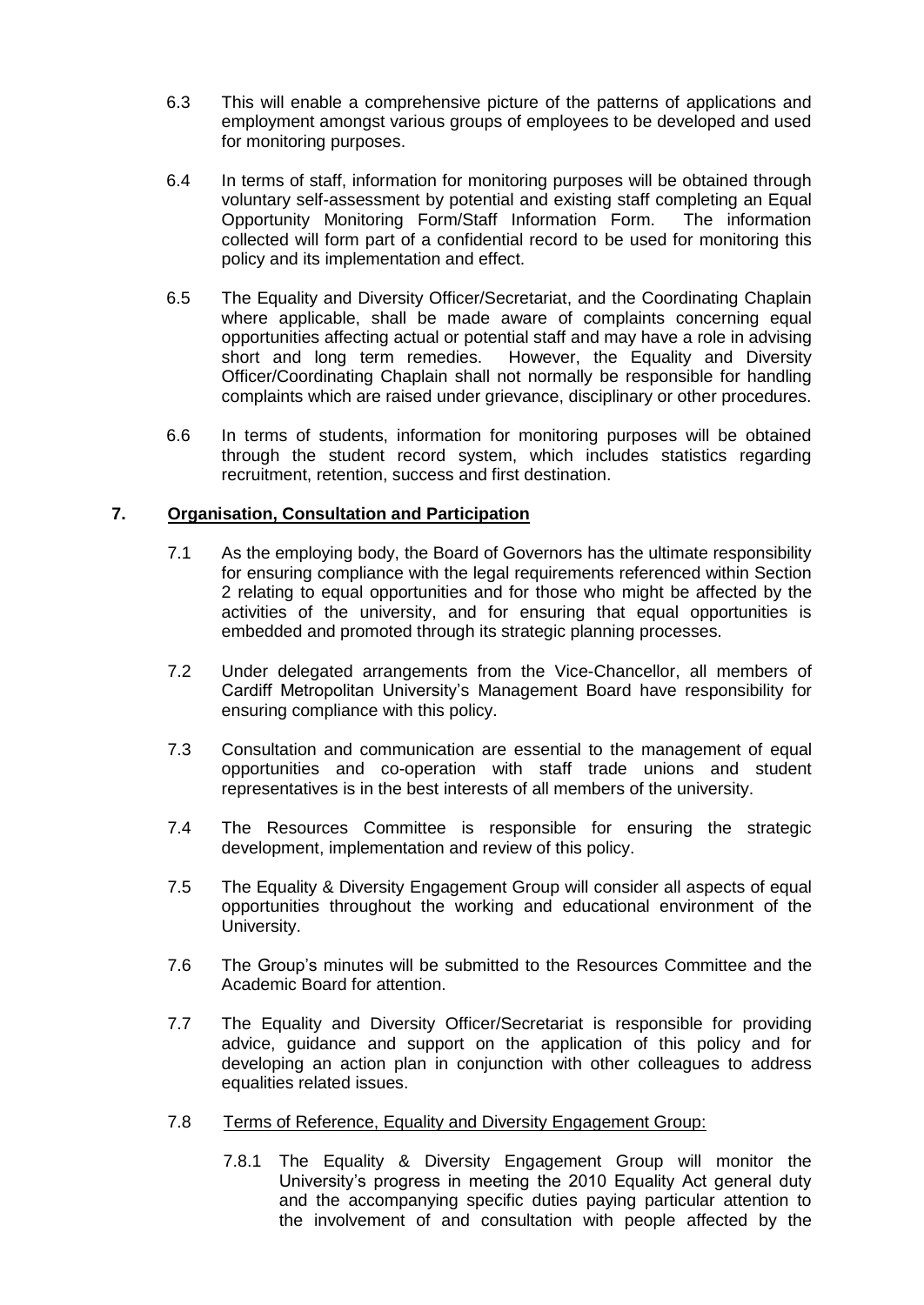6.3 This will enable a comprehensive picture of the patterns of applications and employment amongst various groups of employees to be developed and used for monitoring purposes.

6.4 In terms of staff, information for monitoring purposes will be obtained through voluntary self-assessment by potential and existing staff completing an Equal Opportunity Monitoring Form/Staff Information Form. The information collected will form part of a confidential record to be used for monitoring this policy and its implementation and effect.

6.5 The Equality and Diversity Officer/Secretariat, and the Coordinating Chaplain where applicable, shall be made aware of complaints concerning equal opportunities affecting actual or potential staff and may have a role in advising short and long term remedies. However, the Equality and Diversity Officer/Coordinating Chaplain shall not normally be responsible for handling complaints which are raised under grievance, disciplinary or other procedures.

6.6 In terms of students, information for monitoring purposes will be obtained through the student record system, which includes statistics regarding recruitment, retention, success and first destination.

## 7. Organisation, Consultation and Participation

7.1 As the employing body, the Board of Governors has the ultimate responsibility for ensuring compliance with the legal requirements referenced within Section 2 relating to equal opportunities and for those who might be affected by the activities of the university, and for ensuring that equal opportunities is embedded and promoted through its strategic planning processes.

7.2 Under delegated arrangements from the Vice-Chancellor, all members of Cardiff Metropolitan University's Management Board have responsibility for ensuring compliance with this policy.

7.3 Consultation and communication are essential to the management of equal opportunities and co-operation with staff trade unions and student representatives is in the best interests of all members of the university.

7.4 The Resources Committee is responsible for ensuring the strategic development, implementation and review of this policy.

7.5 The Equality & Diversity Engagement Group will consider all aspects of equal opportunities throughout the working and educational environment of the University.

7.6 The Group's minutes will be submitted to the Resources Committee and the Academic Board for attention.

7.7 The Equality and Diversity Officer/Secretariat is responsible for providing advice, guidance and support on the application of this policy and for developing an action plan in conjunction with other colleagues to address equalities related issues.

7.8 Terms of Reference, Equality and Diversity Engagement Group:

7.8.1 The Equality & Diversity Engagement Group will monitor the University's progress in meeting the 2010 Equality Act general duty and the accompanying specific duties paying particular attention to the involvement of and consultation with people affected by the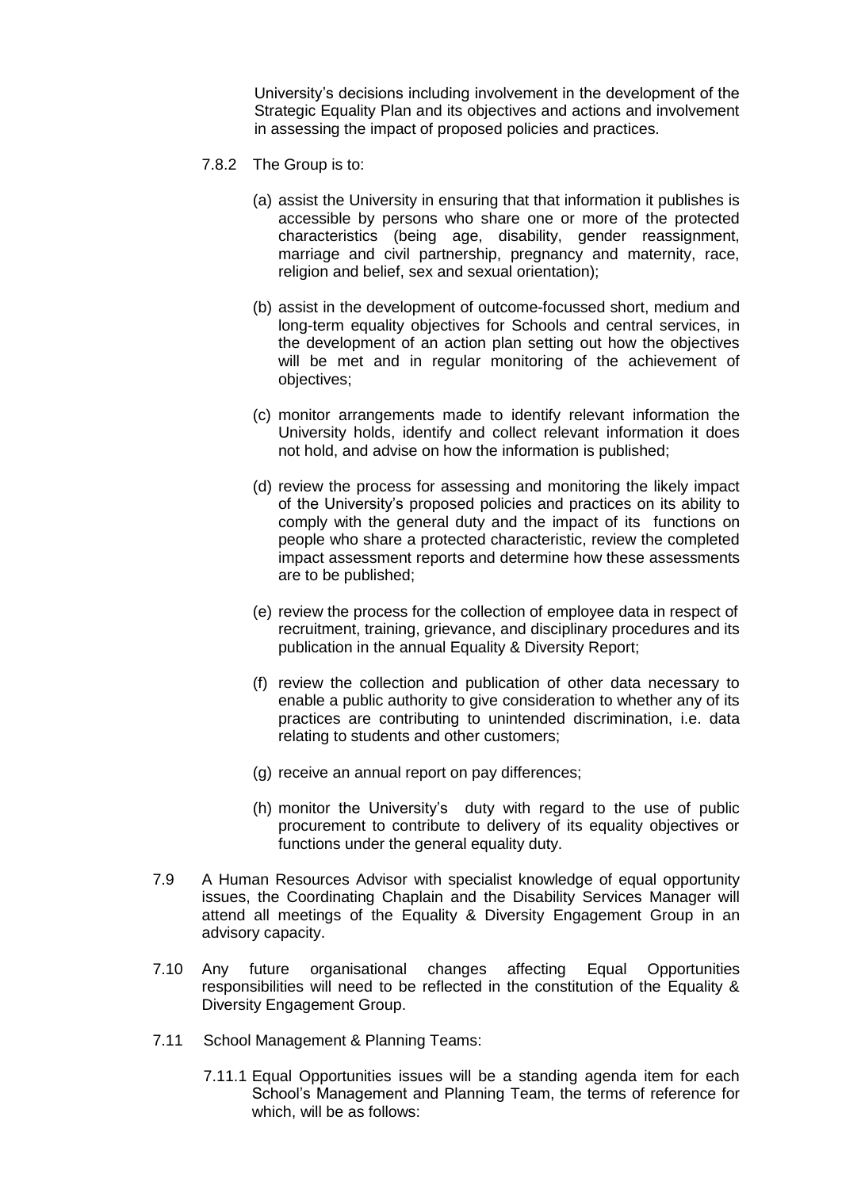University's decisions including involvement in the development of the Strategic Equality Plan and its objectives and actions and involvement in assessing the impact of proposed policies and practices.

7.8.2 The Group is to:

(a) assist the University in ensuring that that information it publishes is accessible by persons who share one or more of the protected characteristics (being age, disability, gender reassignment, marriage and civil partnership, pregnancy and maternity, race, religion and belief, sex and sexual orientation);

(b) assist in the development of outcome-focussed short, medium and long-term equality objectives for Schools and central services, in the development of an action plan setting out how the objectives will be met and in regular monitoring of the achievement of objectives;

(c) monitor arrangements made to identify relevant information the University holds, identify and collect relevant information it does not hold, and advise on how the information is published;

(d) review the process for assessing and monitoring the likely impact of the University's proposed policies and practices on its ability to comply with the general duty and the impact of its functions on people who share a protected characteristic, review the completed impact assessment reports and determine how these assessments are to be published;

(e) review the process for the collection of employee data in respect of recruitment, training, grievance, and disciplinary procedures and its publication in the annual Equality & Diversity Report;

(f) review the collection and publication of other data necessary to enable a public authority to give consideration to whether any of its practices are contributing to unintended discrimination, i.e. data relating to students and other customers;

(g) receive an annual report on pay differences;

(h) monitor the University's duty with regard to the use of public procurement to contribute to delivery of its equality objectives or functions under the general equality duty.

7.9 A Human Resources Advisor with specialist knowledge of equal opportunity issues, the Coordinating Chaplain and the Disability Services Manager will attend all meetings of the Equality & Diversity Engagement Group in an advisory capacity.

7.10 Any future organisational changes affecting Equal Opportunities responsibilities will need to be reflected in the constitution of the Equality & Diversity Engagement Group.

7.11 School Management & Planning Teams:

7.11.1 Equal Opportunities issues will be a standing agenda item for each School's Management and Planning Team, the terms of reference for which, will be as follows: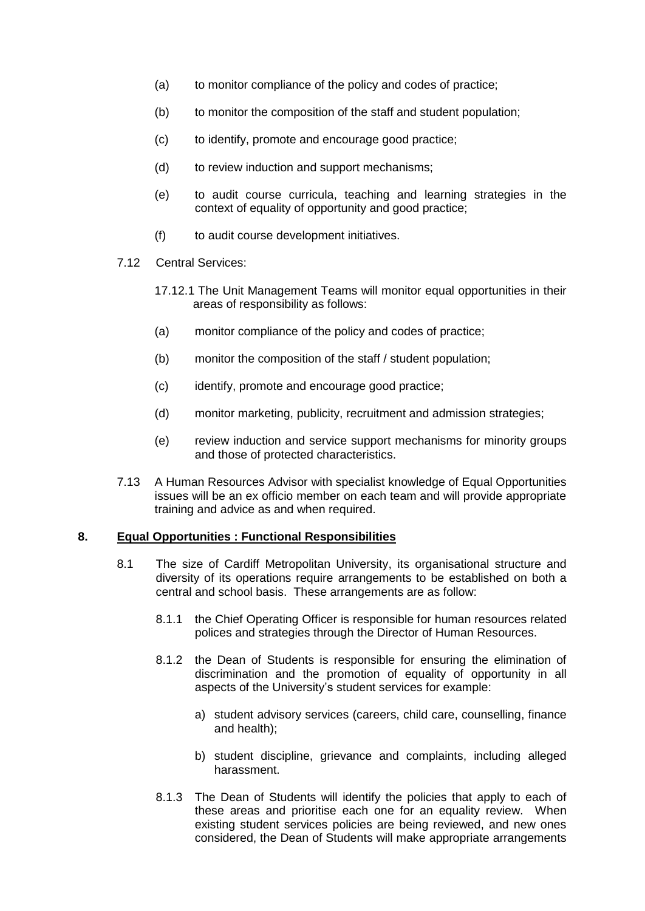(a) to monitor compliance of the policy and codes of practice;

(b) to monitor the composition of the staff and student population;

(c) to identify, promote and encourage good practice;

(d) to review induction and support mechanisms;

(e) to audit course curricula, teaching and learning strategies in the context of equality of opportunity and good practice;

(f) to audit course development initiatives.

7.12 Central Services:

17.12.1 The Unit Management Teams will monitor equal opportunities in their areas of responsibility as follows:

(a) monitor compliance of the policy and codes of practice;

(b) monitor the composition of the staff / student population;

(c) identify, promote and encourage good practice;

(d) monitor marketing, publicity, recruitment and admission strategies;

(e) review induction and service support mechanisms for minority groups and those of protected characteristics.

7.13 A Human Resources Advisor with specialist knowledge of Equal Opportunities issues will be an ex officio member on each team and will provide appropriate training and advice as and when required.

## 8. Equal Opportunities : Functional Responsibilities

8.1 The size of Cardiff Metropolitan University, its organisational structure and diversity of its operations require arrangements to be established on both a central and school basis. These arrangements are as follow:

8.1.1 the Chief Operating Officer is responsible for human resources related polices and strategies through the Director of Human Resources.

8.1.2 the Dean of Students is responsible for ensuring the elimination of discrimination and the promotion of equality of opportunity in all aspects of the University's student services for example:

a) student advisory services (careers, child care, counselling, finance and health);

b) student discipline, grievance and complaints, including alleged harassment.

8.1.3 The Dean of Students will identify the policies that apply to each of these areas and prioritise each one for an equality review. When existing student services policies are being reviewed, and new ones considered, the Dean of Students will make appropriate arrangements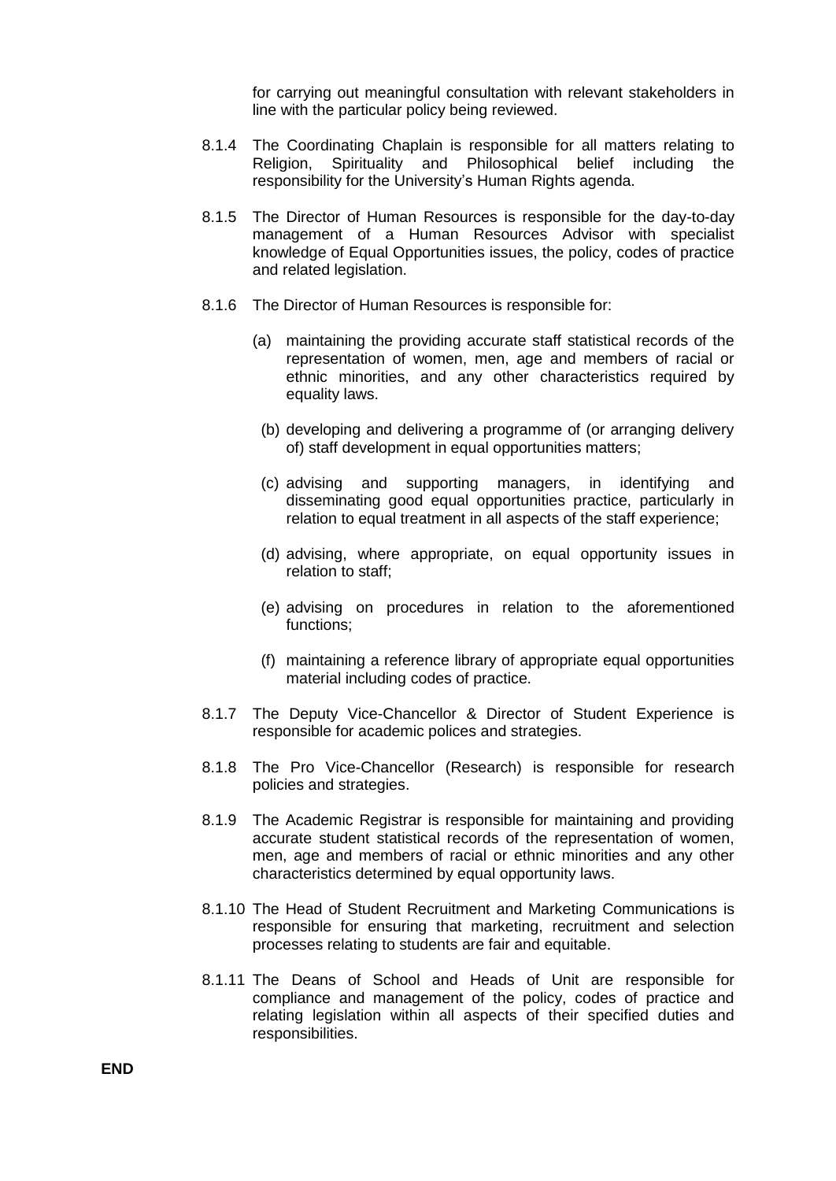for carrying out meaningful consultation with relevant stakeholders in line with the particular policy being reviewed.

8.1.4 The Coordinating Chaplain is responsible for all matters relating to Religion, Spirituality and Philosophical belief including the responsibility for the University's Human Rights agenda.

8.1.5 The Director of Human Resources is responsible for the day-to-day management of a Human Resources Advisor with specialist knowledge of Equal Opportunities issues, the policy, codes of practice and related legislation.

8.1.6 The Director of Human Resources is responsible for:

(a) maintaining the providing accurate staff statistical records of the representation of women, men, age and members of racial or ethnic minorities, and any other characteristics required by equality laws.

(b) developing and delivering a programme of (or arranging delivery of) staff development in equal opportunities matters;

(c) advising and supporting managers, in identifying and disseminating good equal opportunities practice, particularly in relation to equal treatment in all aspects of the staff experience;

(d) advising, where appropriate, on equal opportunity issues in relation to staff;

(e) advising on procedures in relation to the aforementioned functions;

(f) maintaining a reference library of appropriate equal opportunities material including codes of practice.

8.1.7 The Deputy Vice-Chancellor & Director of Student Experience is responsible for academic polices and strategies.

8.1.8 The Pro Vice-Chancellor (Research) is responsible for research policies and strategies.

8.1.9 The Academic Registrar is responsible for maintaining and providing accurate student statistical records of the representation of women, men, age and members of racial or ethnic minorities and any other characteristics determined by equal opportunity laws.

8.1.10 The Head of Student Recruitment and Marketing Communications is responsible for ensuring that marketing, recruitment and selection processes relating to students are fair and equitable.

8.1.11 The Deans of School and Heads of Unit are responsible for compliance and management of the policy, codes of practice and relating legislation within all aspects of their specified duties and responsibilities.

**END**